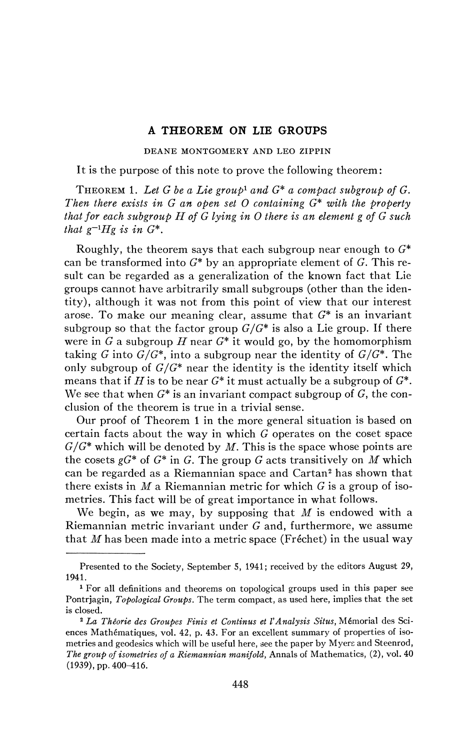# A THEOREM ON LIE GROUPS

DEANE MONTGOMERY AND LEO ZIPPIN

It is the purpose of this note to prove the following theorem:

THEOREM 1. *Let $G$ be a Lie group*[1] *and $G^*$ a compact subgroup of $G$. Then there exists in $G$ an open set $O$ containing $G^*$ with the property that for each subgroup $H$ of $G$ lying in $O$ there is an element $g$ of $G$ such that $g^{-1}Hg$ is in $G^*$.*

Roughly, the theorem says that each subgroup near enough to $G^*$ can be transformed into $G^*$ by an appropriate element of $G$. This result can be regarded as a generalization of the known fact that Lie groups cannot have arbitrarily small subgroups (other than the identity), although it was not from this point of view that our interest arose. To make our meaning clear, assume that $G^*$ is an invariant subgroup so that the factor group $G/G^*$ is also a Lie group. If there were in $G$ a subgroup $H$ near $G^*$ it would go, by the homomorphism taking $G$ into $G/G^*$, into a subgroup near the identity of $G/G^*$. The only subgroup of $G/G^*$ near the identity is the identity itself which means that if $H$ is to be near $G^*$ it must actually be a subgroup of $G^*$. We see that when $G^*$ is an invariant compact subgroup of $G$, the conclusion of the theorem is true in a trivial sense.

Our proof of Theorem 1 in the more general situation is based on certain facts about the way in which $G$ operates on the coset space $G/G^*$ which will be denoted by $M$. This is the space whose points are the cosets $gG^*$ of $G^*$ in $G$. The group $G$ acts transitively on $M$ which can be regarded as a Riemannian space and Cartan[2] has shown that there exists in $M$ a Riemannian metric for which $G$ is a group of isometries. This fact will be of great importance in what follows.

We begin, as we may, by supposing that $M$ is endowed with a Riemannian metric invariant under $G$ and, furthermore, we assume that $M$ has been made into a metric space (Fréchet) in the usual way

---

Presented to the Society, September 5, 1941; received by the editors August 29, 1941.

[1] For all definitions and theorems on topological groups used in this paper see Pontrjagin, *Topological Groups*. The term compact, as used here, implies that the set is closed.

[2] *La Théorie des Groupes Finis et Continus et l'Analysis Situs*, Mémorial des Sciences Mathématiques, vol. 42, p. 43. For an excellent summary of properties of isometries and geodesics which will be useful here, see the paper by Myers and Steenrod, *The group of isometries of a Riemannian manifold*, Annals of Mathematics, (2), vol. 40 (1939), pp. 400–416.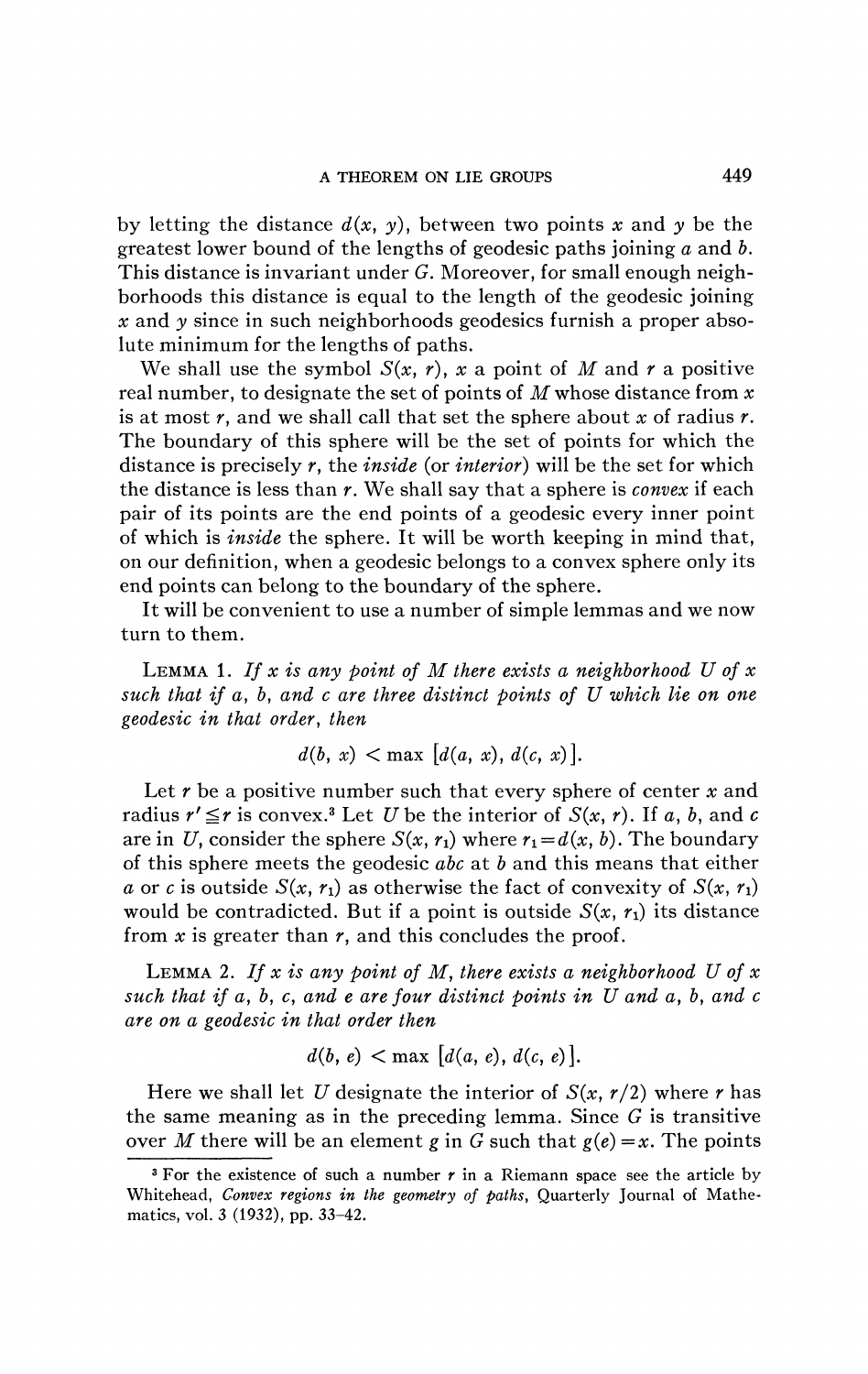by letting the distance $d(x, y)$, between two points $x$ and $y$ be the greatest lower bound of the lengths of geodesic paths joining $a$ and $b$. This distance is invariant under $G$. Moreover, for small enough neighborhoods this distance is equal to the length of the geodesic joining $x$ and $y$ since in such neighborhoods geodesics furnish a proper absolute minimum for the lengths of paths.

We shall use the symbol $S(x, r)$, $x$ a point of $M$ and $r$ a positive real number, to designate the set of points of $M$ whose distance from $x$ is at most $r$, and we shall call that set the sphere about $x$ of radius $r$. The boundary of this sphere will be the set of points for which the distance is precisely $r$, the *inside* (or *interior*) will be the set for which the distance is less than $r$. We shall say that a sphere is *convex* if each pair of its points are the end points of a geodesic every inner point of which is *inside* the sphere. It will be worth keeping in mind that, on our definition, when a geodesic belongs to a convex sphere only its end points can belong to the boundary of the sphere.

It will be convenient to use a number of simple lemmas and we now turn to them.

LEMMA 1. *If $x$ is any point of $M$ there exists a neighborhood $U$ of $x$ such that if $a$, $b$, and $c$ are three distinct points of $U$ which lie on one geodesic in that order, then*

$$d(b, x) < \max [d(a, x), d(c, x)].$$

Let $r$ be a positive number such that every sphere of center $x$ and radius $r' \leq r$ is convex.[3] Let $U$ be the interior of $S(x, r)$. If $a$, $b$, and $c$ are in $U$, consider the sphere $S(x, r_1)$ where $r_1 = d(x, b)$. The boundary of this sphere meets the geodesic $abc$ at $b$ and this means that either $a$ or $c$ is outside $S(x, r_1)$ as otherwise the fact of convexity of $S(x, r_1)$ would be contradicted. But if a point is outside $S(x, r_1)$ its distance from $x$ is greater than $r$, and this concludes the proof.

LEMMA 2. *If $x$ is any point of $M$, there exists a neighborhood $U$ of $x$ such that if $a$, $b$, $c$, and $e$ are four distinct points in $U$ and $a$, $b$, and $c$ are on a geodesic in that order then*

$$d(b, e) < \max [d(a, e), d(c, e)].$$

Here we shall let $U$ designate the interior of $S(x, r/2)$ where $r$ has the same meaning as in the preceding lemma. Since $G$ is transitive over $M$ there will be an element $g$ in $G$ such that $g(e) = x$. The points

[3] For the existence of such a number $r$ in a Riemann space see the article by Whitehead, *Convex regions in the geometry of paths*, Quarterly Journal of Mathematics, vol. 3 (1932), pp. 33–42.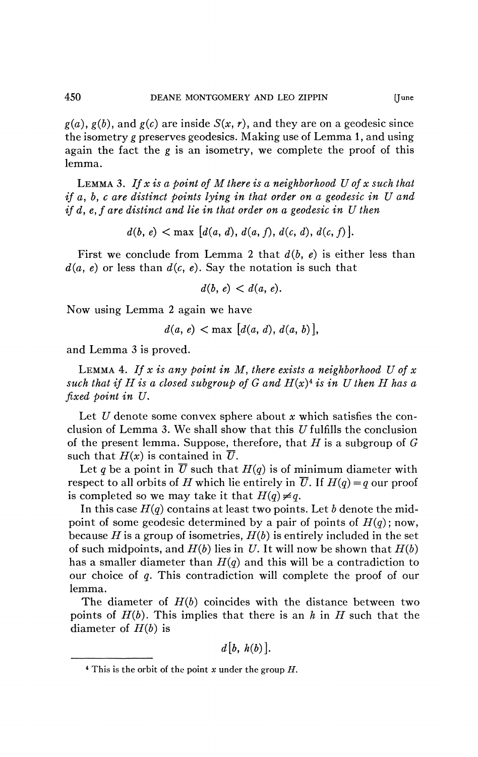$g(a)$, $g(b)$, and $g(c)$ are inside $S(x, r)$, and they are on a geodesic since the isometry $g$ preserves geodesics. Making use of Lemma 1, and using again the fact the $g$ is an isometry, we complete the proof of this lemma.

LEMMA 3. *If $x$ is a point of $M$ there is a neighborhood $U$ of $x$ such that if $a$, $b$, $c$ are distinct points lying in that order on a geodesic in $U$ and if $d$, $e$, $f$ are distinct and lie in that order on a geodesic in $U$ then*

$$d(b, e) < \max [d(a, d), d(a, f), d(c, d), d(c, f)].$$

First we conclude from Lemma 2 that $d(b, e)$ is either less than $d(a, e)$ or less than $d(c, e)$. Say the notation is such that

$$d(b, e) < d(a, e).$$

Now using Lemma 2 again we have

$$d(a, e) < \max [d(a, d), d(a, b)],$$

and Lemma 3 is proved.

LEMMA 4. *If $x$ is any point in $M$, there exists a neighborhood $U$ of $x$ such that if $H$ is a closed subgroup of $G$ and $H(x)$[4] is in $U$ then $H$ has a fixed point in $U$.*

Let $U$ denote some convex sphere about $x$ which satisfies the conclusion of Lemma 3. We shall show that this $U$ fulfills the conclusion of the present lemma. Suppose, therefore, that $H$ is a subgroup of $G$ such that $H(x)$ is contained in $\overline{U}$.

Let $q$ be a point in $\overline{U}$ such that $H(q)$ is of minimum diameter with respect to all orbits of $H$ which lie entirely in $\overline{U}$. If $H(q) = q$ our proof is completed so we may take it that $H(q) \neq q$.

In this case $H(q)$ contains at least two points. Let $b$ denote the midpoint of some geodesic determined by a pair of points of $H(q)$; now, because $H$ is a group of isometries, $H(b)$ is entirely included in the set of such midpoints, and $H(b)$ lies in $U$. It will now be shown that $H(b)$ has a smaller diameter than $H(q)$ and this will be a contradiction to our choice of $q$. This contradiction will complete the proof of our lemma.

The diameter of $H(b)$ coincides with the distance between two points of $H(b)$. This implies that there is an $h$ in $H$ such that the diameter of $H(b)$ is

$$d[b, h(b)].$$

---

[4] This is the orbit of the point $x$ under the group $H$.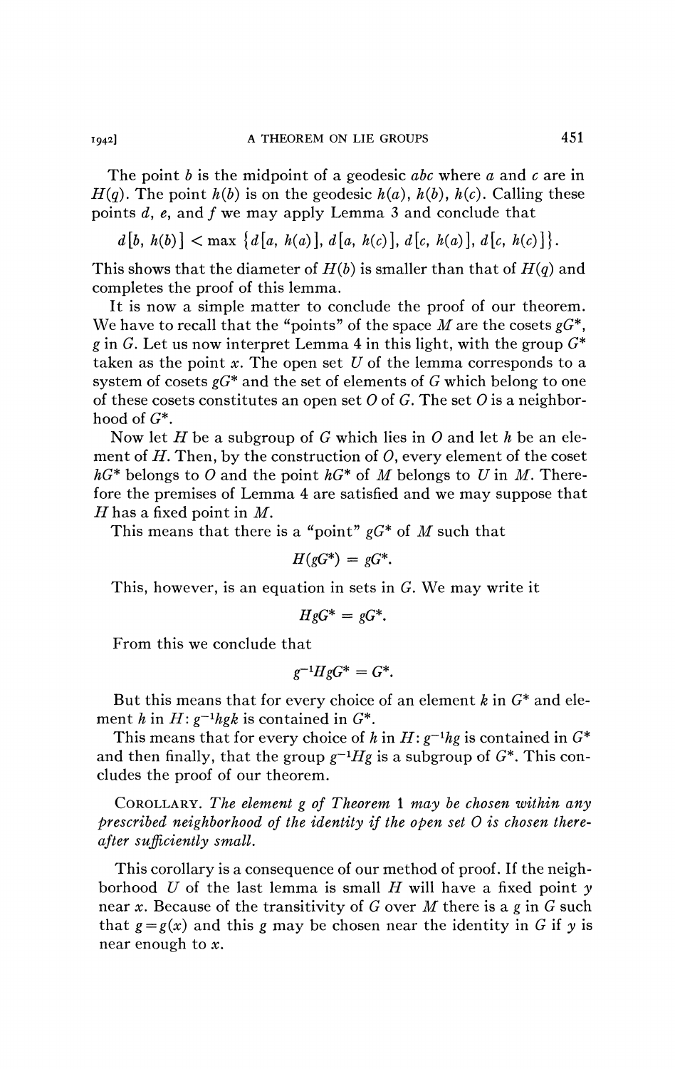The point $b$ is the midpoint of a geodesic $abc$ where $a$ and $c$ are in $H(q)$. The point $h(b)$ is on the geodesic $h(a)$, $h(b)$, $h(c)$. Calling these points $d$, $e$, and $f$ we may apply Lemma 3 and conclude that

$$d[b, h(b)] < \max \{d[a, h(a)], d[a, h(c)], d[c, h(a)], d[c, h(c)]\}.$$

This shows that the diameter of $H(b)$ is smaller than that of $H(q)$ and completes the proof of this lemma.

It is now a simple matter to conclude the proof of our theorem. We have to recall that the "points" of the space $M$ are the cosets $gG^*$, $g$ in $G$. Let us now interpret Lemma 4 in this light, with the group $G^*$ taken as the point $x$. The open set $U$ of the lemma corresponds to a system of cosets $gG^*$ and the set of elements of $G$ which belong to one of these cosets constitutes an open set $O$ of $G$. The set $O$ is a neighborhood of $G^*$.

Now let $H$ be a subgroup of $G$ which lies in $O$ and let $h$ be an element of $H$. Then, by the construction of $O$, every element of the coset $hG^*$ belongs to $O$ and the point $hG^*$ of $M$ belongs to $U$ in $M$. Therefore the premises of Lemma 4 are satisfied and we may suppose that $H$ has a fixed point in $M$.

This means that there is a "point" $gG^*$ of $M$ such that

$$H(gG^*) = gG^*.$$

This, however, is an equation in sets in $G$. We may write it

$$HgG^* = gG^*.$$

From this we conclude that

$$g^{-1}HgG^* = G^*.$$

But this means that for every choice of an element $k$ in $G^*$ and element $h$ in $H$: $g^{-1}hgk$ is contained in $G^*$.

This means that for every choice of $h$ in $H$: $g^{-1}hg$ is contained in $G^*$ and then finally, that the group $g^{-1}Hg$ is a subgroup of $G^*$. This concludes the proof of our theorem.

COROLLARY. *The element $g$ of Theorem 1 may be chosen within any prescribed neighborhood of the identity if the open set $O$ is chosen thereafter sufficiently small.*

This corollary is a consequence of our method of proof. If the neighborhood $U$ of the last lemma is small $H$ will have a fixed point $y$ near $x$. Because of the transitivity of $G$ over $M$ there is a $g$ in $G$ such that $g = g(x)$ and this $g$ may be chosen near the identity in $G$ if $y$ is near enough to $x$.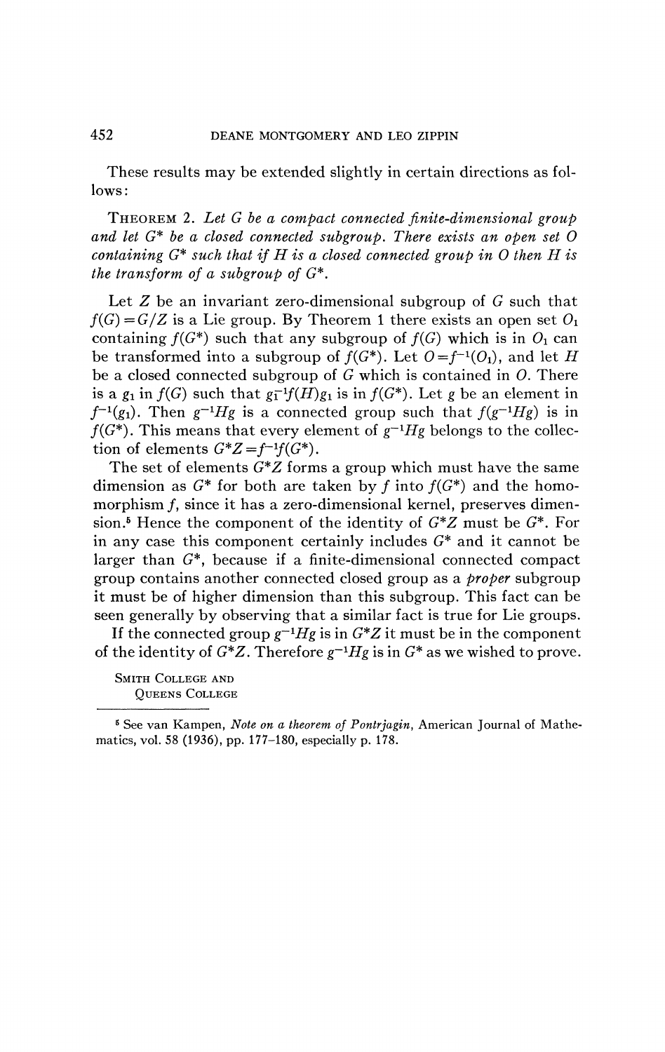These results may be extended slightly in certain directions as follows:

THEOREM 2. *Let $G$ be a compact connected finite-dimensional group and let $G^*$ be a closed connected subgroup. There exists an open set $O$ containing $G^*$ such that if $H$ is a closed connected group in $O$ then $H$ is the transform of a subgroup of $G^*$.*

Let $Z$ be an invariant zero-dimensional subgroup of $G$ such that $f(G) = G/Z$ is a Lie group. By Theorem 1 there exists an open set $O_1$ containing $f(G^*)$ such that any subgroup of $f(G)$ which is in $O_1$ can be transformed into a subgroup of $f(G^*)$. Let $O = f^{-1}(O_1)$, and let $H$ be a closed connected subgroup of $G$ which is contained in $O$. There is a $g_1$ in $f(G)$ such that $g_1^{-1}f(H)g_1$ is in $f(G^*)$. Let $g$ be an element in $f^{-1}(g_1)$. Then $g^{-1}Hg$ is a connected group such that $f(g^{-1}Hg)$ is in $f(G^*)$. This means that every element of $g^{-1}Hg$ belongs to the collection of elements $G^*Z = f^{-1}f(G^*)$.

The set of elements $G^*Z$ forms a group which must have the same dimension as $G^*$ for both are taken by $f$ into $f(G^*)$ and the homomorphism $f$, since it has a zero-dimensional kernel, preserves dimension.[5] Hence the component of the identity of $G^*Z$ must be $G^*$. For in any case this component certainly includes $G^*$ and it cannot be larger than $G^*$, because if a finite-dimensional connected compact group contains another connected closed group as a *proper* subgroup it must be of higher dimension than this subgroup. This fact can be seen generally by observing that a similar fact is true for Lie groups.

If the connected group $g^{-1}Hg$ is in $G^*Z$ it must be in the component of the identity of $G^*Z$. Therefore $g^{-1}Hg$ is in $G^*$ as we wished to prove.

SMITH COLLEGE AND
QUEENS COLLEGE

---

[5] See van Kampen, *Note on a theorem of Pontrjagin*, American Journal of Mathematics, vol. 58 (1936), pp. 177–180, especially p. 178.